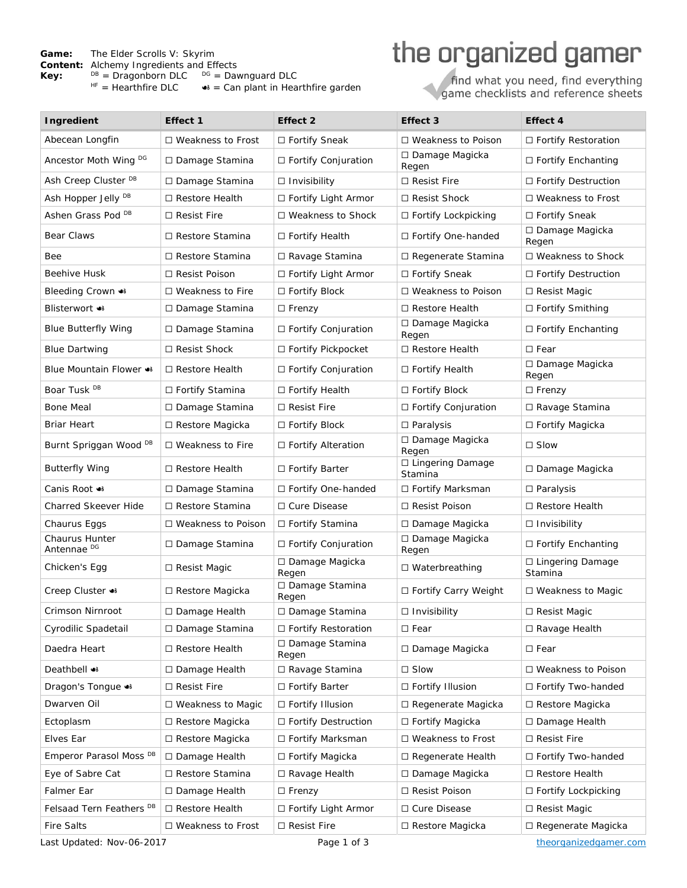**Game:** The Elder Scrolls V: Skyrim
**Content:** Alchemy Ingredients and Effects
**Key:** DB = Dragonborn DLC  DG = Dawnguard DLC
HF = Hearthfire DLC  ☙ = Can plant in Hearthfire garden

the organized gamer
find what you need, find everything
game checklists and reference sheets

| Ingredient | Effect 1 | Effect 2 | Effect 3 | Effect 4 |
|---|---|---|---|---|
| Abecean Longfin | ☐ Weakness to Frost | ☐ Fortify Sneak | ☐ Weakness to Poison | ☐ Fortify Restoration |
| Ancestor Moth Wing DG | ☐ Damage Stamina | ☐ Fortify Conjuration | ☐ Damage Magicka Regen | ☐ Fortify Enchanting |
| Ash Creep Cluster DB | ☐ Damage Stamina | ☐ Invisibility | ☐ Resist Fire | ☐ Fortify Destruction |
| Ash Hopper Jelly DB | ☐ Restore Health | ☐ Fortify Light Armor | ☐ Resist Shock | ☐ Weakness to Frost |
| Ashen Grass Pod DB | ☐ Resist Fire | ☐ Weakness to Shock | ☐ Fortify Lockpicking | ☐ Fortify Sneak |
| Bear Claws | ☐ Restore Stamina | ☐ Fortify Health | ☐ Fortify One-handed | ☐ Damage Magicka Regen |
| Bee | ☐ Restore Stamina | ☐ Ravage Stamina | ☐ Regenerate Stamina | ☐ Weakness to Shock |
| Beehive Husk | ☐ Resist Poison | ☐ Fortify Light Armor | ☐ Fortify Sneak | ☐ Fortify Destruction |
| Bleeding Crown ☙ | ☐ Weakness to Fire | ☐ Fortify Block | ☐ Weakness to Poison | ☐ Resist Magic |
| Blisterwort ☙ | ☐ Damage Stamina | ☐ Frenzy | ☐ Restore Health | ☐ Fortify Smithing |
| Blue Butterfly Wing | ☐ Damage Stamina | ☐ Fortify Conjuration | ☐ Damage Magicka Regen | ☐ Fortify Enchanting |
| Blue Dartwing | ☐ Resist Shock | ☐ Fortify Pickpocket | ☐ Restore Health | ☐ Fear |
| Blue Mountain Flower ☙ | ☐ Restore Health | ☐ Fortify Conjuration | ☐ Fortify Health | ☐ Damage Magicka Regen |
| Boar Tusk DB | ☐ Fortify Stamina | ☐ Fortify Health | ☐ Fortify Block | ☐ Frenzy |
| Bone Meal | ☐ Damage Stamina | ☐ Resist Fire | ☐ Fortify Conjuration | ☐ Ravage Stamina |
| Briar Heart | ☐ Restore Magicka | ☐ Fortify Block | ☐ Paralysis | ☐ Fortify Magicka |
| Burnt Spriggan Wood DB | ☐ Weakness to Fire | ☐ Fortify Alteration | ☐ Damage Magicka Regen | ☐ Slow |
| Butterfly Wing | ☐ Restore Health | ☐ Fortify Barter | ☐ Lingering Damage Stamina | ☐ Damage Magicka |
| Canis Root ☙ | ☐ Damage Stamina | ☐ Fortify One-handed | ☐ Fortify Marksman | ☐ Paralysis |
| Charred Skeever Hide | ☐ Restore Stamina | ☐ Cure Disease | ☐ Resist Poison | ☐ Restore Health |
| Chaurus Eggs | ☐ Weakness to Poison | ☐ Fortify Stamina | ☐ Damage Magicka | ☐ Invisibility |
| Chaurus Hunter Antennae DG | ☐ Damage Stamina | ☐ Fortify Conjuration | ☐ Damage Magicka Regen | ☐ Fortify Enchanting |
| Chicken's Egg | ☐ Resist Magic | ☐ Damage Magicka Regen | ☐ Waterbreathing | ☐ Lingering Damage Stamina |
| Creep Cluster ☙ | ☐ Restore Magicka | ☐ Damage Stamina Regen | ☐ Fortify Carry Weight | ☐ Weakness to Magic |
| Crimson Nirnroot | ☐ Damage Health | ☐ Damage Stamina | ☐ Invisibility | ☐ Resist Magic |
| Cyrodilic Spadetail | ☐ Damage Stamina | ☐ Fortify Restoration | ☐ Fear | ☐ Ravage Health |
| Daedra Heart | ☐ Restore Health | ☐ Damage Stamina Regen | ☐ Damage Magicka | ☐ Fear |
| Deathbell ☙ | ☐ Damage Health | ☐ Ravage Stamina | ☐ Slow | ☐ Weakness to Poison |
| Dragon's Tongue ☙ | ☐ Resist Fire | ☐ Fortify Barter | ☐ Fortify Illusion | ☐ Fortify Two-handed |
| Dwarven Oil | ☐ Weakness to Magic | ☐ Fortify Illusion | ☐ Regenerate Magicka | ☐ Restore Magicka |
| Ectoplasm | ☐ Restore Magicka | ☐ Fortify Destruction | ☐ Fortify Magicka | ☐ Damage Health |
| Elves Ear | ☐ Restore Magicka | ☐ Fortify Marksman | ☐ Weakness to Frost | ☐ Resist Fire |
| Emperor Parasol Moss DB | ☐ Damage Health | ☐ Fortify Magicka | ☐ Regenerate Health | ☐ Fortify Two-handed |
| Eye of Sabre Cat | ☐ Restore Stamina | ☐ Ravage Health | ☐ Damage Magicka | ☐ Restore Health |
| Falmer Ear | ☐ Damage Health | ☐ Frenzy | ☐ Resist Poison | ☐ Fortify Lockpicking |
| Felsaad Tern Feathers DB | ☐ Restore Health | ☐ Fortify Light Armor | ☐ Cure Disease | ☐ Resist Magic |
| Fire Salts | ☐ Weakness to Frost | ☐ Resist Fire | ☐ Restore Magicka | ☐ Regenerate Magicka |

Last Updated: Nov-06-2017 theorganizedgamer.com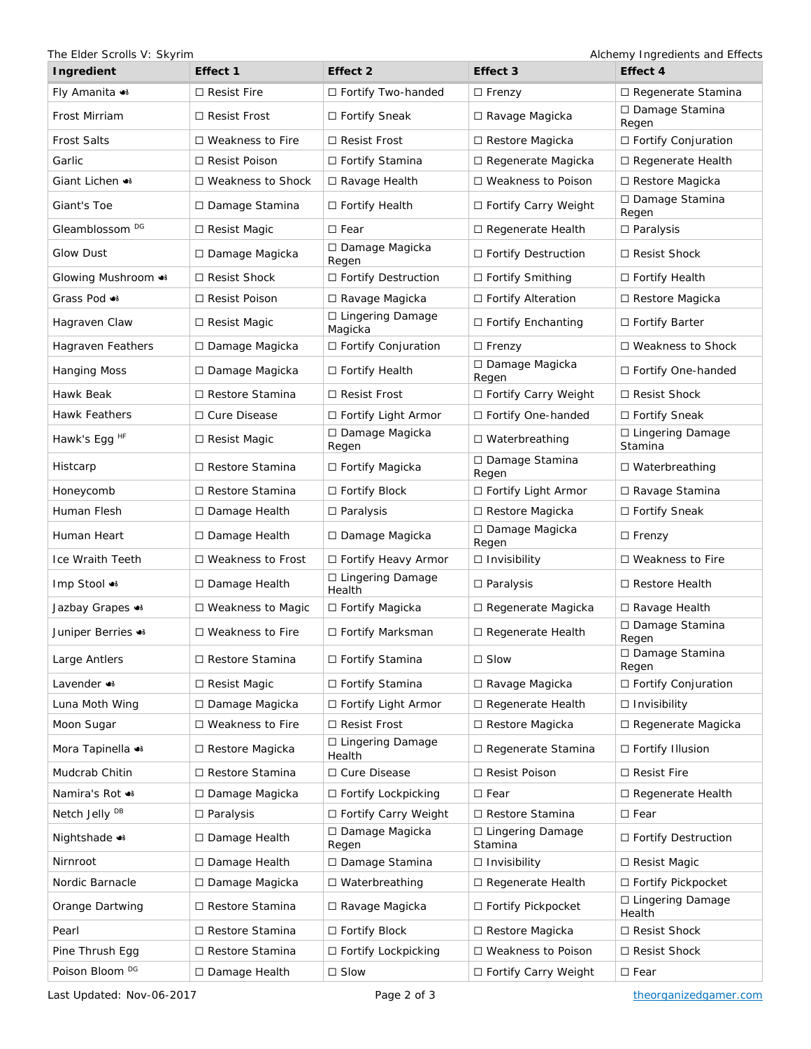| Ingredient | Effect 1 | Effect 2 | Effect 3 | Effect 4 |
|---|---|---|---|---|
| Fly Amanita | ☐ Resist Fire | ☐ Fortify Two-handed | ☐ Frenzy | ☐ Regenerate Stamina |
| Frost Mirriam | ☐ Resist Frost | ☐ Fortify Sneak | ☐ Ravage Magicka | ☐ Damage Stamina Regen |
| Frost Salts | ☐ Weakness to Fire | ☐ Resist Frost | ☐ Restore Magicka | ☐ Fortify Conjuration |
| Garlic | ☐ Resist Poison | ☐ Fortify Stamina | ☐ Regenerate Magicka | ☐ Regenerate Health |
| Giant Lichen | ☐ Weakness to Shock | ☐ Ravage Health | ☐ Weakness to Poison | ☐ Restore Magicka |
| Giant's Toe | ☐ Damage Stamina | ☐ Fortify Health | ☐ Fortify Carry Weight | ☐ Damage Stamina Regen |
| Gleamblossom [DG] | ☐ Resist Magic | ☐ Fear | ☐ Regenerate Health | ☐ Paralysis |
| Glow Dust | ☐ Damage Magicka | ☐ Damage Magicka Regen | ☐ Fortify Destruction | ☐ Resist Shock |
| Glowing Mushroom | ☐ Resist Shock | ☐ Fortify Destruction | ☐ Fortify Smithing | ☐ Fortify Health |
| Grass Pod | ☐ Resist Poison | ☐ Ravage Magicka | ☐ Fortify Alteration | ☐ Restore Magicka |
| Hagraven Claw | ☐ Resist Magic | ☐ Lingering Damage Magicka | ☐ Fortify Enchanting | ☐ Fortify Barter |
| Hagraven Feathers | ☐ Damage Magicka | ☐ Fortify Conjuration | ☐ Frenzy | ☐ Weakness to Shock |
| Hanging Moss | ☐ Damage Magicka | ☐ Fortify Health | ☐ Damage Magicka Regen | ☐ Fortify One-handed |
| Hawk Beak | ☐ Restore Stamina | ☐ Resist Frost | ☐ Fortify Carry Weight | ☐ Resist Shock |
| Hawk Feathers | ☐ Cure Disease | ☐ Fortify Light Armor | ☐ Fortify One-handed | ☐ Fortify Sneak |
| Hawk's Egg [HF] | ☐ Resist Magic | ☐ Damage Magicka Regen | ☐ Waterbreathing | ☐ Lingering Damage Stamina |
| Histcarp | ☐ Restore Stamina | ☐ Fortify Magicka | ☐ Damage Stamina Regen | ☐ Waterbreathing |
| Honeycomb | ☐ Restore Stamina | ☐ Fortify Block | ☐ Fortify Light Armor | ☐ Ravage Stamina |
| Human Flesh | ☐ Damage Health | ☐ Paralysis | ☐ Restore Magicka | ☐ Fortify Sneak |
| Human Heart | ☐ Damage Health | ☐ Damage Magicka | ☐ Damage Magicka Regen | ☐ Frenzy |
| Ice Wraith Teeth | ☐ Weakness to Frost | ☐ Fortify Heavy Armor | ☐ Invisibility | ☐ Weakness to Fire |
| Imp Stool | ☐ Damage Health | ☐ Lingering Damage Health | ☐ Paralysis | ☐ Restore Health |
| Jazbay Grapes | ☐ Weakness to Magic | ☐ Fortify Magicka | ☐ Regenerate Magicka | ☐ Ravage Health |
| Juniper Berries | ☐ Weakness to Fire | ☐ Fortify Marksman | ☐ Regenerate Health | ☐ Damage Stamina Regen |
| Large Antlers | ☐ Restore Stamina | ☐ Fortify Stamina | ☐ Slow | ☐ Damage Stamina Regen |
| Lavender | ☐ Resist Magic | ☐ Fortify Stamina | ☐ Ravage Magicka | ☐ Fortify Conjuration |
| Luna Moth Wing | ☐ Damage Magicka | ☐ Fortify Light Armor | ☐ Regenerate Health | ☐ Invisibility |
| Moon Sugar | ☐ Weakness to Fire | ☐ Resist Frost | ☐ Restore Magicka | ☐ Regenerate Magicka |
| Mora Tapinella | ☐ Restore Magicka | ☐ Lingering Damage Health | ☐ Regenerate Stamina | ☐ Fortify Illusion |
| Mudcrab Chitin | ☐ Restore Stamina | ☐ Cure Disease | ☐ Resist Poison | ☐ Resist Fire |
| Namira's Rot | ☐ Damage Magicka | ☐ Fortify Lockpicking | ☐ Fear | ☐ Regenerate Health |
| Netch Jelly [DB] | ☐ Paralysis | ☐ Fortify Carry Weight | ☐ Restore Stamina | ☐ Fear |
| Nightshade | ☐ Damage Health | ☐ Damage Magicka Regen | ☐ Lingering Damage Stamina | ☐ Fortify Destruction |
| Nirnroot | ☐ Damage Health | ☐ Damage Stamina | ☐ Invisibility | ☐ Resist Magic |
| Nordic Barnacle | ☐ Damage Magicka | ☐ Waterbreathing | ☐ Regenerate Health | ☐ Fortify Pickpocket |
| Orange Dartwing | ☐ Restore Stamina | ☐ Ravage Magicka | ☐ Fortify Pickpocket | ☐ Lingering Damage Health |
| Pearl | ☐ Restore Stamina | ☐ Fortify Block | ☐ Restore Magicka | ☐ Resist Shock |
| Pine Thrush Egg | ☐ Restore Stamina | ☐ Fortify Lockpicking | ☐ Weakness to Poison | ☐ Resist Shock |
| Poison Bloom [DG] | ☐ Damage Health | ☐ Slow | ☐ Fortify Carry Weight | ☐ Fear |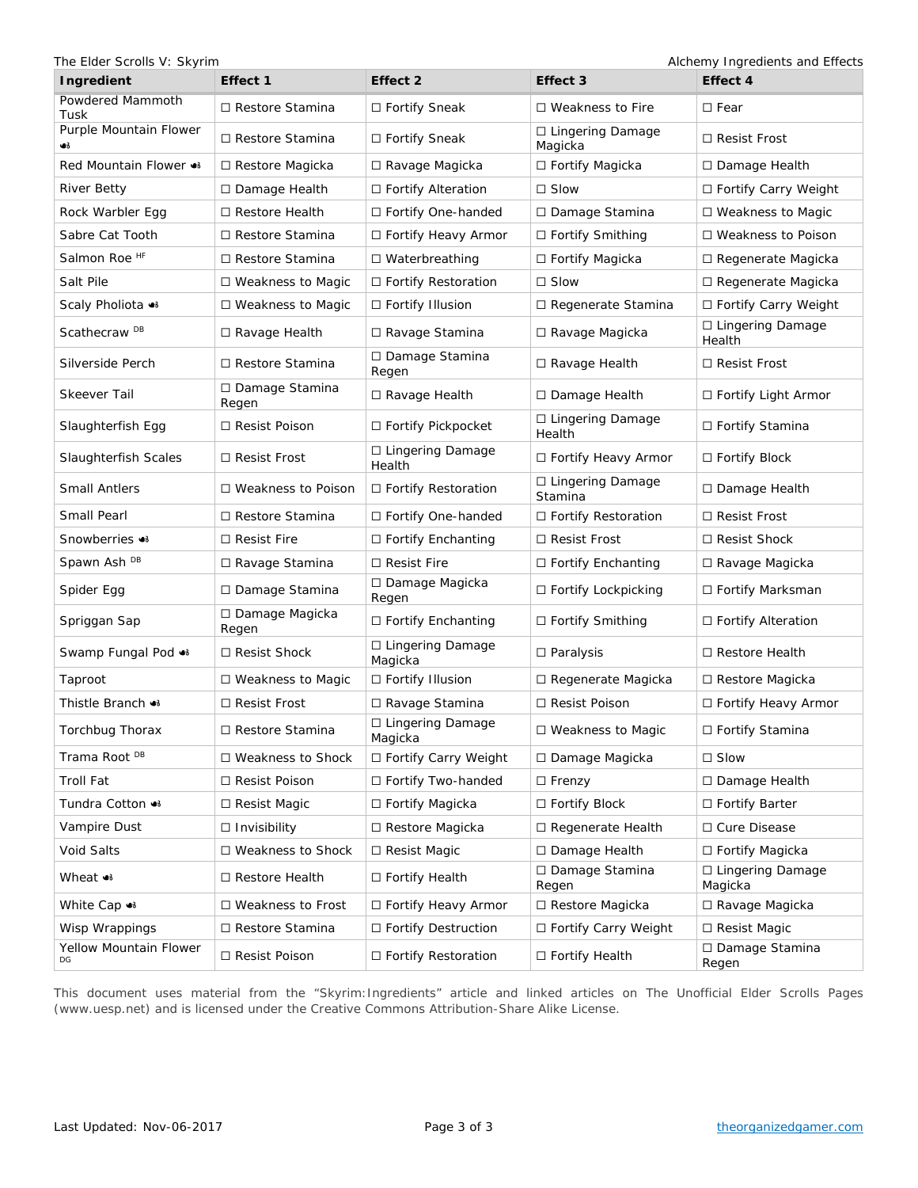| Ingredient | Effect 1 | Effect 2 | Effect 3 | Effect 4 |
|---|---|---|---|---|
| Powdered Mammoth Tusk | ☐ Restore Stamina | ☐ Fortify Sneak | ☐ Weakness to Fire | ☐ Fear |
| Purple Mountain Flower | ☐ Restore Stamina | ☐ Fortify Sneak | ☐ Lingering Damage Magicka | ☐ Resist Frost |
| Red Mountain Flower | ☐ Restore Magicka | ☐ Ravage Magicka | ☐ Fortify Magicka | ☐ Damage Health |
| River Betty | ☐ Damage Health | ☐ Fortify Alteration | ☐ Slow | ☐ Fortify Carry Weight |
| Rock Warbler Egg | ☐ Restore Health | ☐ Fortify One-handed | ☐ Damage Stamina | ☐ Weakness to Magic |
| Sabre Cat Tooth | ☐ Restore Stamina | ☐ Fortify Heavy Armor | ☐ Fortify Smithing | ☐ Weakness to Poison |
| Salmon Roe HF | ☐ Restore Stamina | ☐ Waterbreathing | ☐ Fortify Magicka | ☐ Regenerate Magicka |
| Salt Pile | ☐ Weakness to Magic | ☐ Fortify Restoration | ☐ Slow | ☐ Regenerate Magicka |
| Scaly Pholiota | ☐ Weakness to Magic | ☐ Fortify Illusion | ☐ Regenerate Stamina | ☐ Fortify Carry Weight |
| Scathecraw DB | ☐ Ravage Health | ☐ Ravage Stamina | ☐ Ravage Magicka | ☐ Lingering Damage Health |
| Silverside Perch | ☐ Restore Stamina | ☐ Damage Stamina Regen | ☐ Ravage Health | ☐ Resist Frost |
| Skeever Tail | ☐ Damage Stamina Regen | ☐ Ravage Health | ☐ Damage Health | ☐ Fortify Light Armor |
| Slaughterfish Egg | ☐ Resist Poison | ☐ Fortify Pickpocket | ☐ Lingering Damage Health | ☐ Fortify Stamina |
| Slaughterfish Scales | ☐ Resist Frost | ☐ Lingering Damage Health | ☐ Fortify Heavy Armor | ☐ Fortify Block |
| Small Antlers | ☐ Weakness to Poison | ☐ Fortify Restoration | ☐ Lingering Damage Stamina | ☐ Damage Health |
| Small Pearl | ☐ Restore Stamina | ☐ Fortify One-handed | ☐ Fortify Restoration | ☐ Resist Frost |
| Snowberries | ☐ Resist Fire | ☐ Fortify Enchanting | ☐ Resist Frost | ☐ Resist Shock |
| Spawn Ash DB | ☐ Ravage Stamina | ☐ Resist Fire | ☐ Fortify Enchanting | ☐ Ravage Magicka |
| Spider Egg | ☐ Damage Stamina | ☐ Damage Magicka Regen | ☐ Fortify Lockpicking | ☐ Fortify Marksman |
| Spriggan Sap | ☐ Damage Magicka Regen | ☐ Fortify Enchanting | ☐ Fortify Smithing | ☐ Fortify Alteration |
| Swamp Fungal Pod | ☐ Resist Shock | ☐ Lingering Damage Magicka | ☐ Paralysis | ☐ Restore Health |
| Taproot | ☐ Weakness to Magic | ☐ Fortify Illusion | ☐ Regenerate Magicka | ☐ Restore Magicka |
| Thistle Branch | ☐ Resist Frost | ☐ Ravage Stamina | ☐ Resist Poison | ☐ Fortify Heavy Armor |
| Torchbug Thorax | ☐ Restore Stamina | ☐ Lingering Damage Magicka | ☐ Weakness to Magic | ☐ Fortify Stamina |
| Trama Root DB | ☐ Weakness to Shock | ☐ Fortify Carry Weight | ☐ Damage Magicka | ☐ Slow |
| Troll Fat | ☐ Resist Poison | ☐ Fortify Two-handed | ☐ Frenzy | ☐ Damage Health |
| Tundra Cotton | ☐ Resist Magic | ☐ Fortify Magicka | ☐ Fortify Block | ☐ Fortify Barter |
| Vampire Dust | ☐ Invisibility | ☐ Restore Magicka | ☐ Regenerate Health | ☐ Cure Disease |
| Void Salts | ☐ Weakness to Shock | ☐ Resist Magic | ☐ Damage Health | ☐ Fortify Magicka |
| Wheat | ☐ Restore Health | ☐ Fortify Health | ☐ Damage Stamina Regen | ☐ Lingering Damage Magicka |
| White Cap | ☐ Weakness to Frost | ☐ Fortify Heavy Armor | ☐ Restore Magicka | ☐ Ravage Magicka |
| Wisp Wrappings | ☐ Restore Stamina | ☐ Fortify Destruction | ☐ Fortify Carry Weight | ☐ Resist Magic |
| Yellow Mountain Flower DG | ☐ Resist Poison | ☐ Fortify Restoration | ☐ Fortify Health | ☐ Damage Stamina Regen |

This document uses material from the "Skyrim:Ingredients" article and linked articles on The Unofficial Elder Scrolls Pages (www.uesp.net) and is licensed under the Creative Commons Attribution-Share Alike License.

Last Updated: Nov-06-2017

theorganizedgamer.com